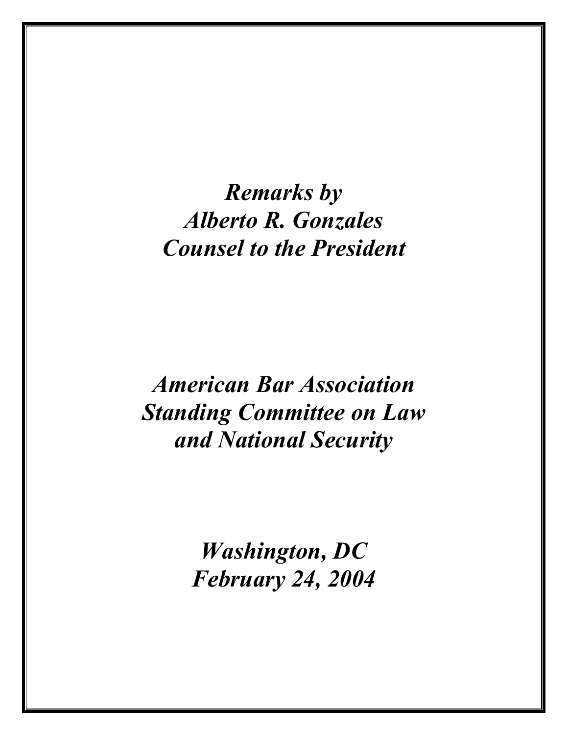*Remarks by*
*Alberto R. Gonzales*
*Counsel to the President*

*American Bar Association*
*Standing Committee on Law*
*and National Security*

*Washington, DC*
*February 24, 2004*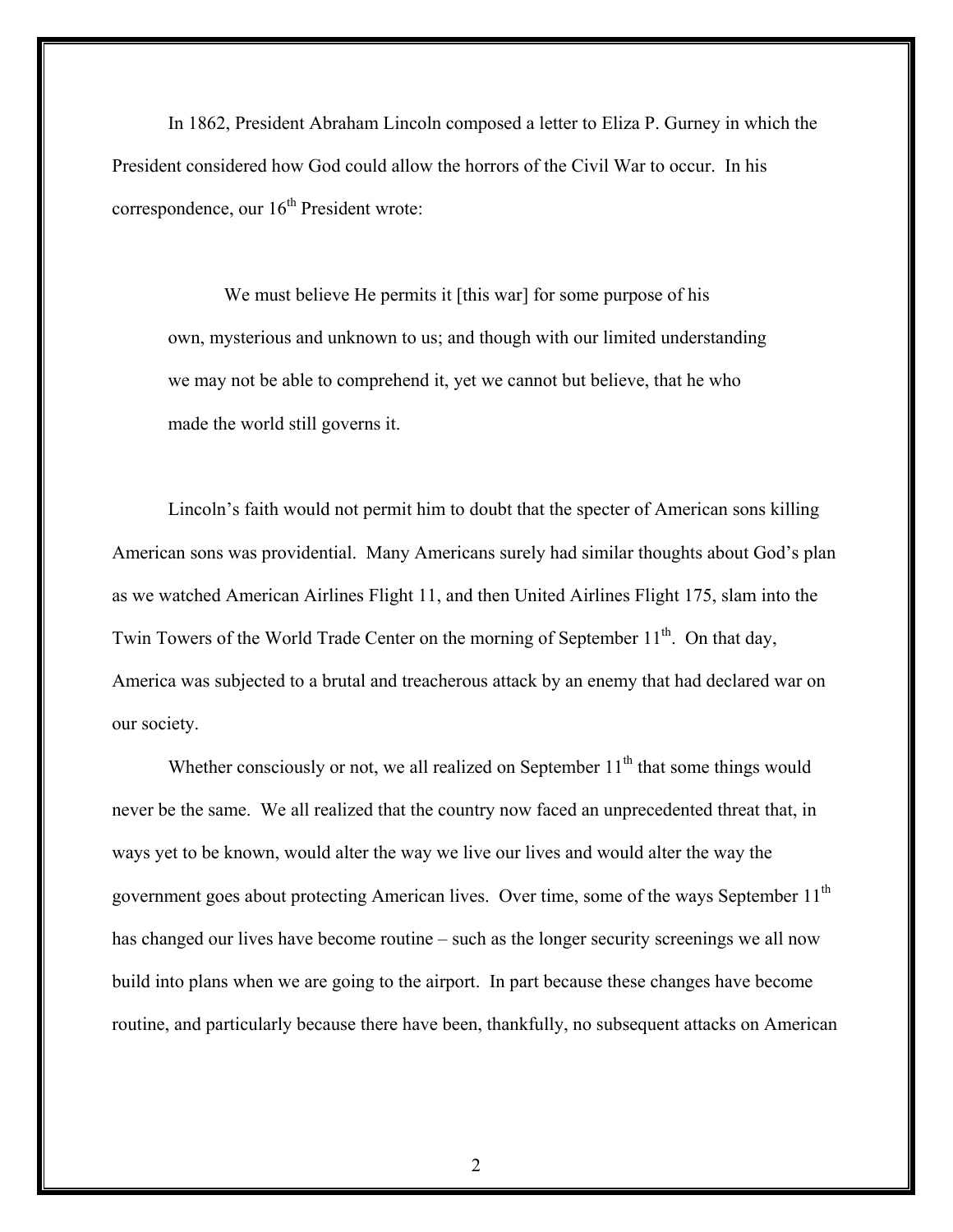In 1862, President Abraham Lincoln composed a letter to Eliza P. Gurney in which the President considered how God could allow the horrors of the Civil War to occur. In his correspondence, our 16th President wrote:

> We must believe He permits it [this war] for some purpose of his own, mysterious and unknown to us; and though with our limited understanding we may not be able to comprehend it, yet we cannot but believe, that he who made the world still governs it.

Lincoln's faith would not permit him to doubt that the specter of American sons killing American sons was providential. Many Americans surely had similar thoughts about God's plan as we watched American Airlines Flight 11, and then United Airlines Flight 175, slam into the Twin Towers of the World Trade Center on the morning of September 11th. On that day, America was subjected to a brutal and treacherous attack by an enemy that had declared war on our society.

Whether consciously or not, we all realized on September 11th that some things would never be the same. We all realized that the country now faced an unprecedented threat that, in ways yet to be known, would alter the way we live our lives and would alter the way the government goes about protecting American lives. Over time, some of the ways September 11th has changed our lives have become routine – such as the longer security screenings we all now build into plans when we are going to the airport. In part because these changes have become routine, and particularly because there have been, thankfully, no subsequent attacks on American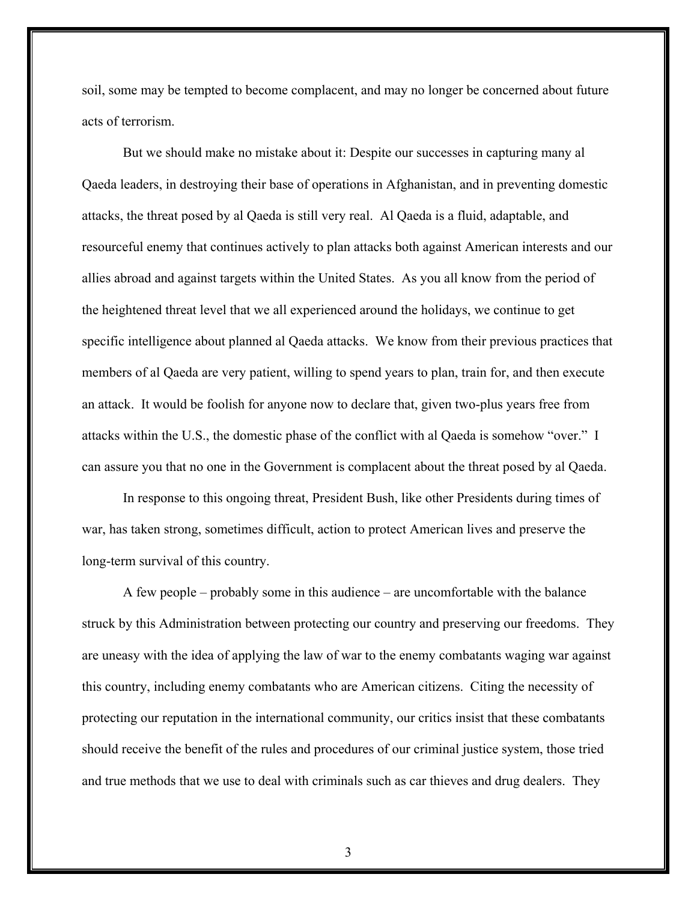soil, some may be tempted to become complacent, and may no longer be concerned about future acts of terrorism.

But we should make no mistake about it: Despite our successes in capturing many al Qaeda leaders, in destroying their base of operations in Afghanistan, and in preventing domestic attacks, the threat posed by al Qaeda is still very real. Al Qaeda is a fluid, adaptable, and resourceful enemy that continues actively to plan attacks both against American interests and our allies abroad and against targets within the United States. As you all know from the period of the heightened threat level that we all experienced around the holidays, we continue to get specific intelligence about planned al Qaeda attacks. We know from their previous practices that members of al Qaeda are very patient, willing to spend years to plan, train for, and then execute an attack. It would be foolish for anyone now to declare that, given two-plus years free from attacks within the U.S., the domestic phase of the conflict with al Qaeda is somehow "over." I can assure you that no one in the Government is complacent about the threat posed by al Qaeda.

In response to this ongoing threat, President Bush, like other Presidents during times of war, has taken strong, sometimes difficult, action to protect American lives and preserve the long-term survival of this country.

A few people – probably some in this audience – are uncomfortable with the balance struck by this Administration between protecting our country and preserving our freedoms. They are uneasy with the idea of applying the law of war to the enemy combatants waging war against this country, including enemy combatants who are American citizens. Citing the necessity of protecting our reputation in the international community, our critics insist that these combatants should receive the benefit of the rules and procedures of our criminal justice system, those tried and true methods that we use to deal with criminals such as car thieves and drug dealers. They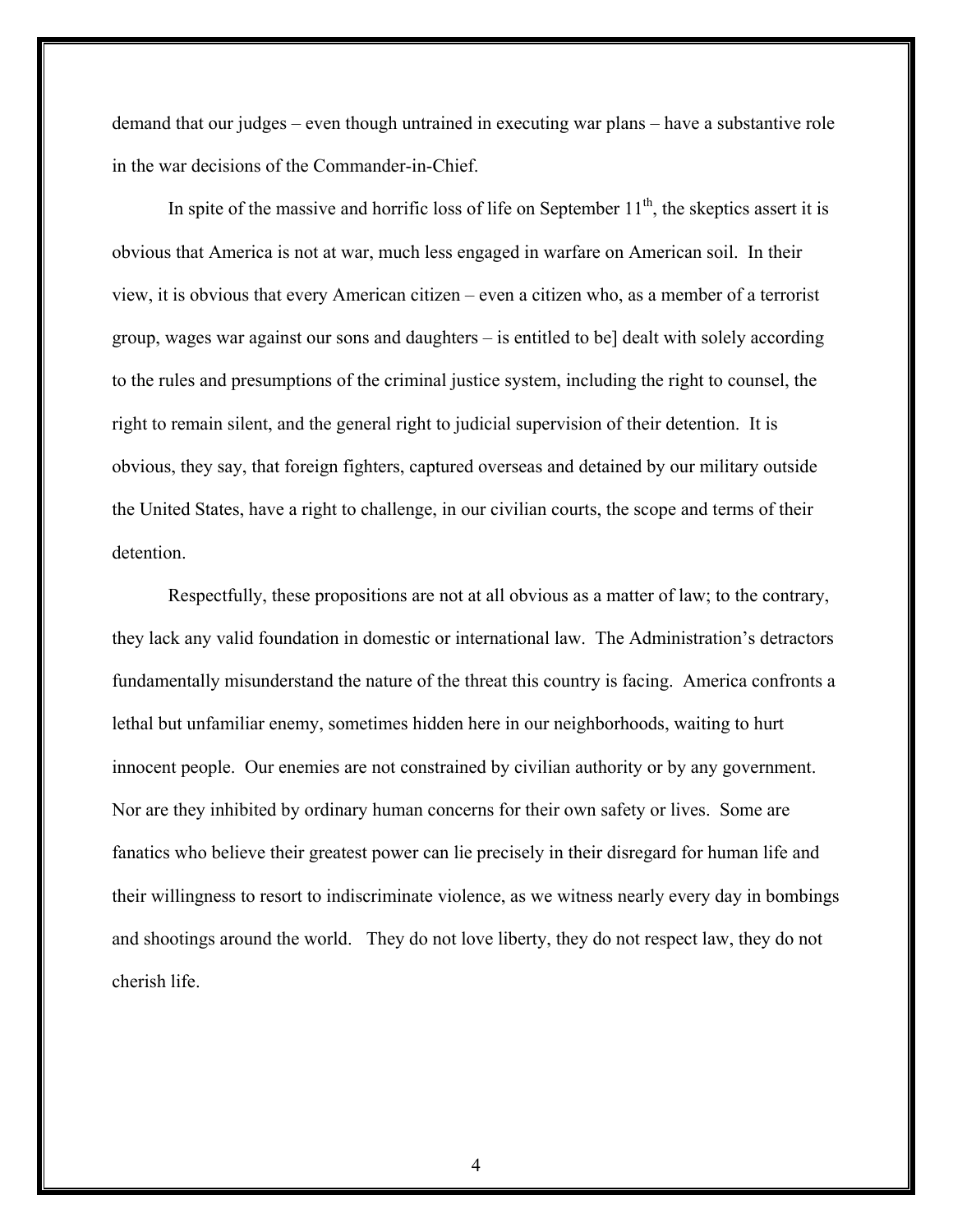demand that our judges – even though untrained in executing war plans – have a substantive role in the war decisions of the Commander-in-Chief.

In spite of the massive and horrific loss of life on September 11th, the skeptics assert it is obvious that America is not at war, much less engaged in warfare on American soil. In their view, it is obvious that every American citizen – even a citizen who, as a member of a terrorist group, wages war against our sons and daughters – is entitled to be] dealt with solely according to the rules and presumptions of the criminal justice system, including the right to counsel, the right to remain silent, and the general right to judicial supervision of their detention. It is obvious, they say, that foreign fighters, captured overseas and detained by our military outside the United States, have a right to challenge, in our civilian courts, the scope and terms of their detention.

Respectfully, these propositions are not at all obvious as a matter of law; to the contrary, they lack any valid foundation in domestic or international law. The Administration's detractors fundamentally misunderstand the nature of the threat this country is facing. America confronts a lethal but unfamiliar enemy, sometimes hidden here in our neighborhoods, waiting to hurt innocent people. Our enemies are not constrained by civilian authority or by any government. Nor are they inhibited by ordinary human concerns for their own safety or lives. Some are fanatics who believe their greatest power can lie precisely in their disregard for human life and their willingness to resort to indiscriminate violence, as we witness nearly every day in bombings and shootings around the world. They do not love liberty, they do not respect law, they do not cherish life.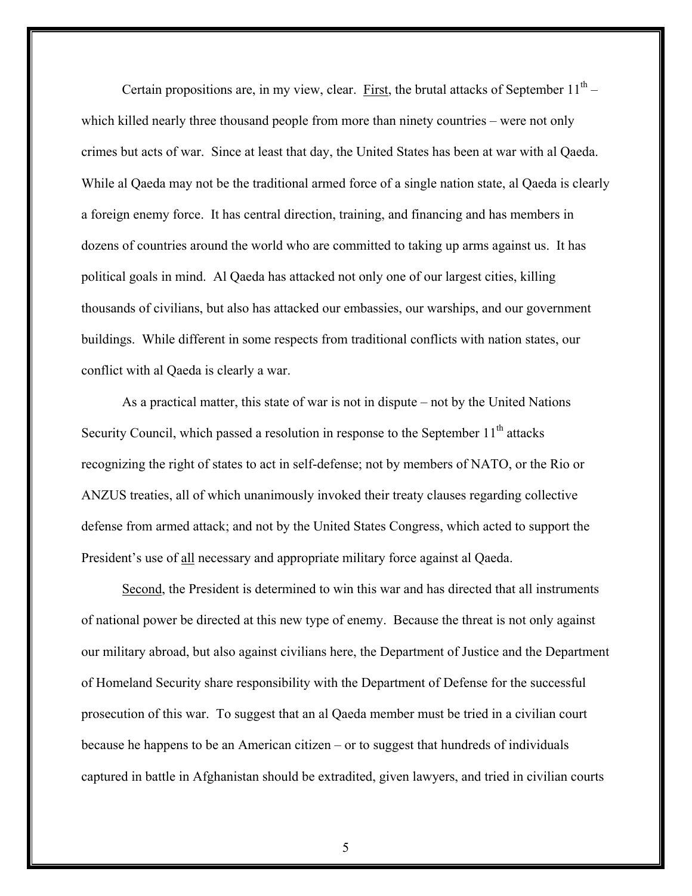Certain propositions are, in my view, clear. First, the brutal attacks of September 11th – which killed nearly three thousand people from more than ninety countries – were not only crimes but acts of war. Since at least that day, the United States has been at war with al Qaeda. While al Qaeda may not be the traditional armed force of a single nation state, al Qaeda is clearly a foreign enemy force. It has central direction, training, and financing and has members in dozens of countries around the world who are committed to taking up arms against us. It has political goals in mind. Al Qaeda has attacked not only one of our largest cities, killing thousands of civilians, but also has attacked our embassies, our warships, and our government buildings. While different in some respects from traditional conflicts with nation states, our conflict with al Qaeda is clearly a war.

As a practical matter, this state of war is not in dispute – not by the United Nations Security Council, which passed a resolution in response to the September 11th attacks recognizing the right of states to act in self-defense; not by members of NATO, or the Rio or ANZUS treaties, all of which unanimously invoked their treaty clauses regarding collective defense from armed attack; and not by the United States Congress, which acted to support the President's use of all necessary and appropriate military force against al Qaeda.

Second, the President is determined to win this war and has directed that all instruments of national power be directed at this new type of enemy. Because the threat is not only against our military abroad, but also against civilians here, the Department of Justice and the Department of Homeland Security share responsibility with the Department of Defense for the successful prosecution of this war. To suggest that an al Qaeda member must be tried in a civilian court because he happens to be an American citizen – or to suggest that hundreds of individuals captured in battle in Afghanistan should be extradited, given lawyers, and tried in civilian courts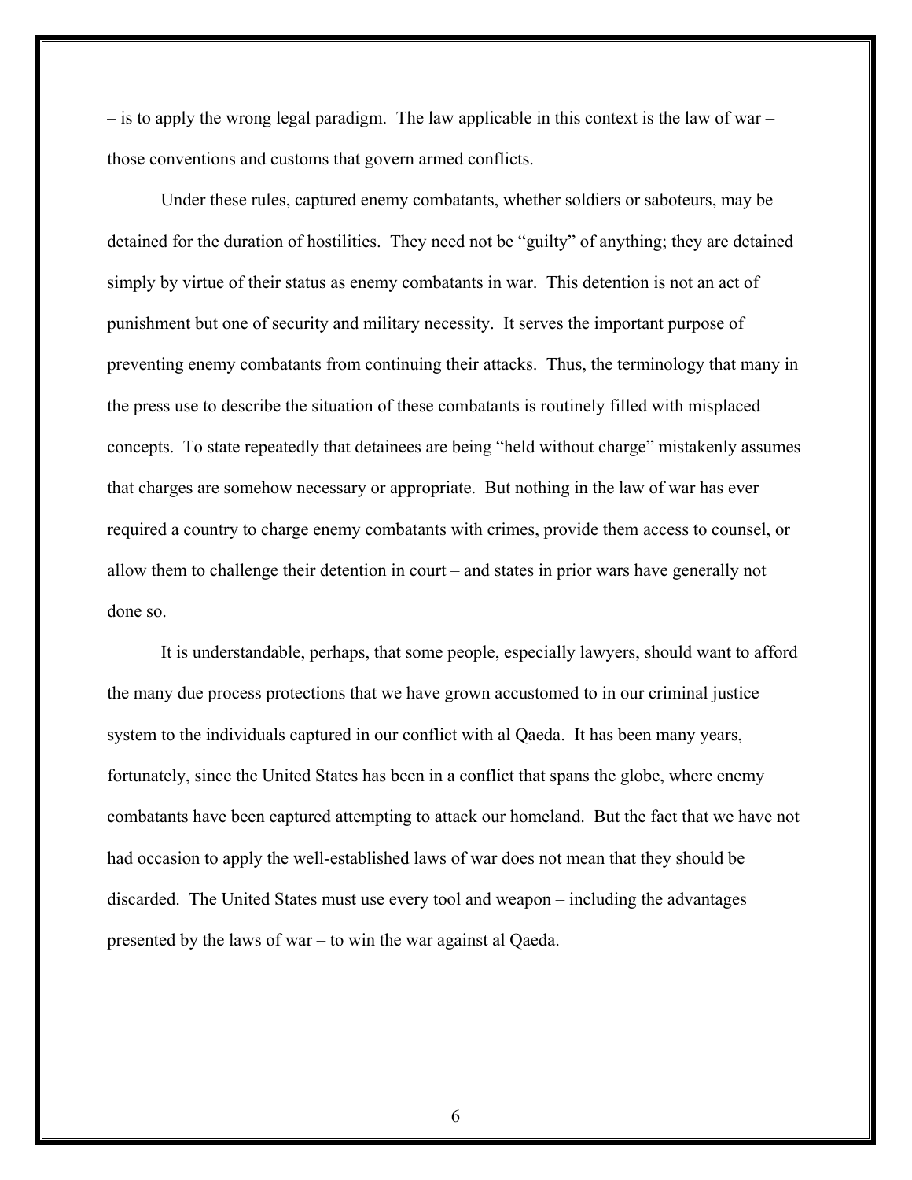– is to apply the wrong legal paradigm. The law applicable in this context is the law of war – those conventions and customs that govern armed conflicts.

Under these rules, captured enemy combatants, whether soldiers or saboteurs, may be detained for the duration of hostilities. They need not be "guilty" of anything; they are detained simply by virtue of their status as enemy combatants in war. This detention is not an act of punishment but one of security and military necessity. It serves the important purpose of preventing enemy combatants from continuing their attacks. Thus, the terminology that many in the press use to describe the situation of these combatants is routinely filled with misplaced concepts. To state repeatedly that detainees are being "held without charge" mistakenly assumes that charges are somehow necessary or appropriate. But nothing in the law of war has ever required a country to charge enemy combatants with crimes, provide them access to counsel, or allow them to challenge their detention in court – and states in prior wars have generally not done so.

It is understandable, perhaps, that some people, especially lawyers, should want to afford the many due process protections that we have grown accustomed to in our criminal justice system to the individuals captured in our conflict with al Qaeda. It has been many years, fortunately, since the United States has been in a conflict that spans the globe, where enemy combatants have been captured attempting to attack our homeland. But the fact that we have not had occasion to apply the well-established laws of war does not mean that they should be discarded. The United States must use every tool and weapon – including the advantages presented by the laws of war – to win the war against al Qaeda.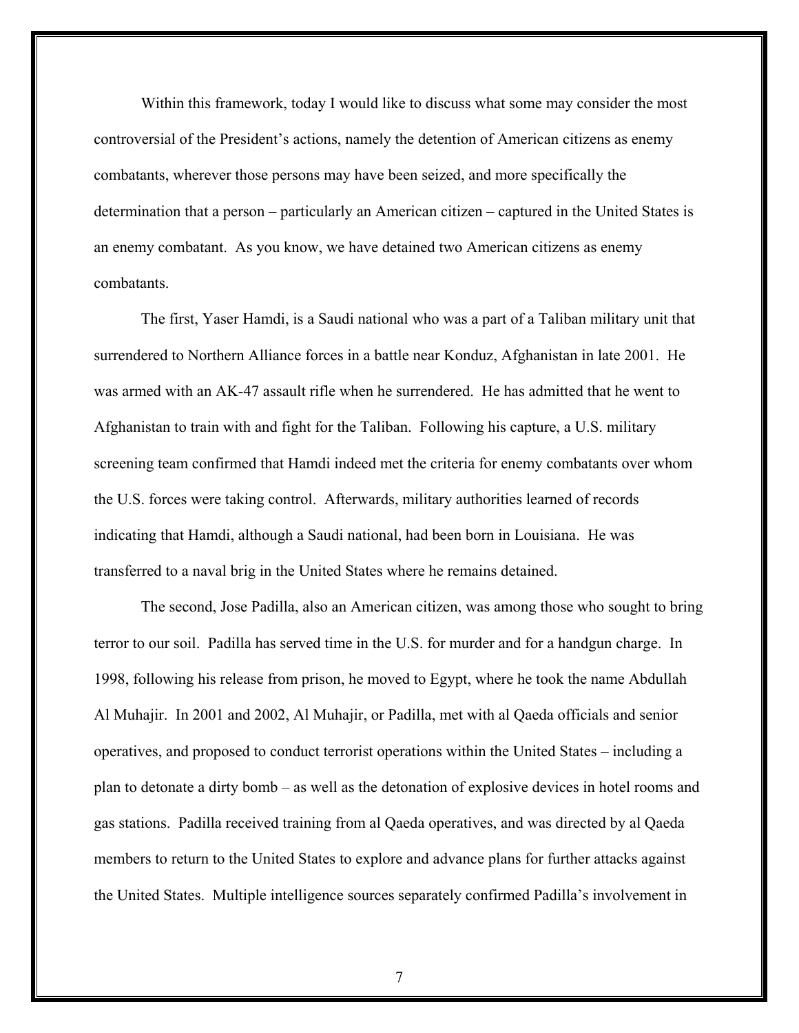Within this framework, today I would like to discuss what some may consider the most controversial of the President's actions, namely the detention of American citizens as enemy combatants, wherever those persons may have been seized, and more specifically the determination that a person – particularly an American citizen – captured in the United States is an enemy combatant. As you know, we have detained two American citizens as enemy combatants.

The first, Yaser Hamdi, is a Saudi national who was a part of a Taliban military unit that surrendered to Northern Alliance forces in a battle near Konduz, Afghanistan in late 2001. He was armed with an AK-47 assault rifle when he surrendered. He has admitted that he went to Afghanistan to train with and fight for the Taliban. Following his capture, a U.S. military screening team confirmed that Hamdi indeed met the criteria for enemy combatants over whom the U.S. forces were taking control. Afterwards, military authorities learned of records indicating that Hamdi, although a Saudi national, had been born in Louisiana. He was transferred to a naval brig in the United States where he remains detained.

The second, Jose Padilla, also an American citizen, was among those who sought to bring terror to our soil. Padilla has served time in the U.S. for murder and for a handgun charge. In 1998, following his release from prison, he moved to Egypt, where he took the name Abdullah Al Muhajir. In 2001 and 2002, Al Muhajir, or Padilla, met with al Qaeda officials and senior operatives, and proposed to conduct terrorist operations within the United States – including a plan to detonate a dirty bomb – as well as the detonation of explosive devices in hotel rooms and gas stations. Padilla received training from al Qaeda operatives, and was directed by al Qaeda members to return to the United States to explore and advance plans for further attacks against the United States. Multiple intelligence sources separately confirmed Padilla's involvement in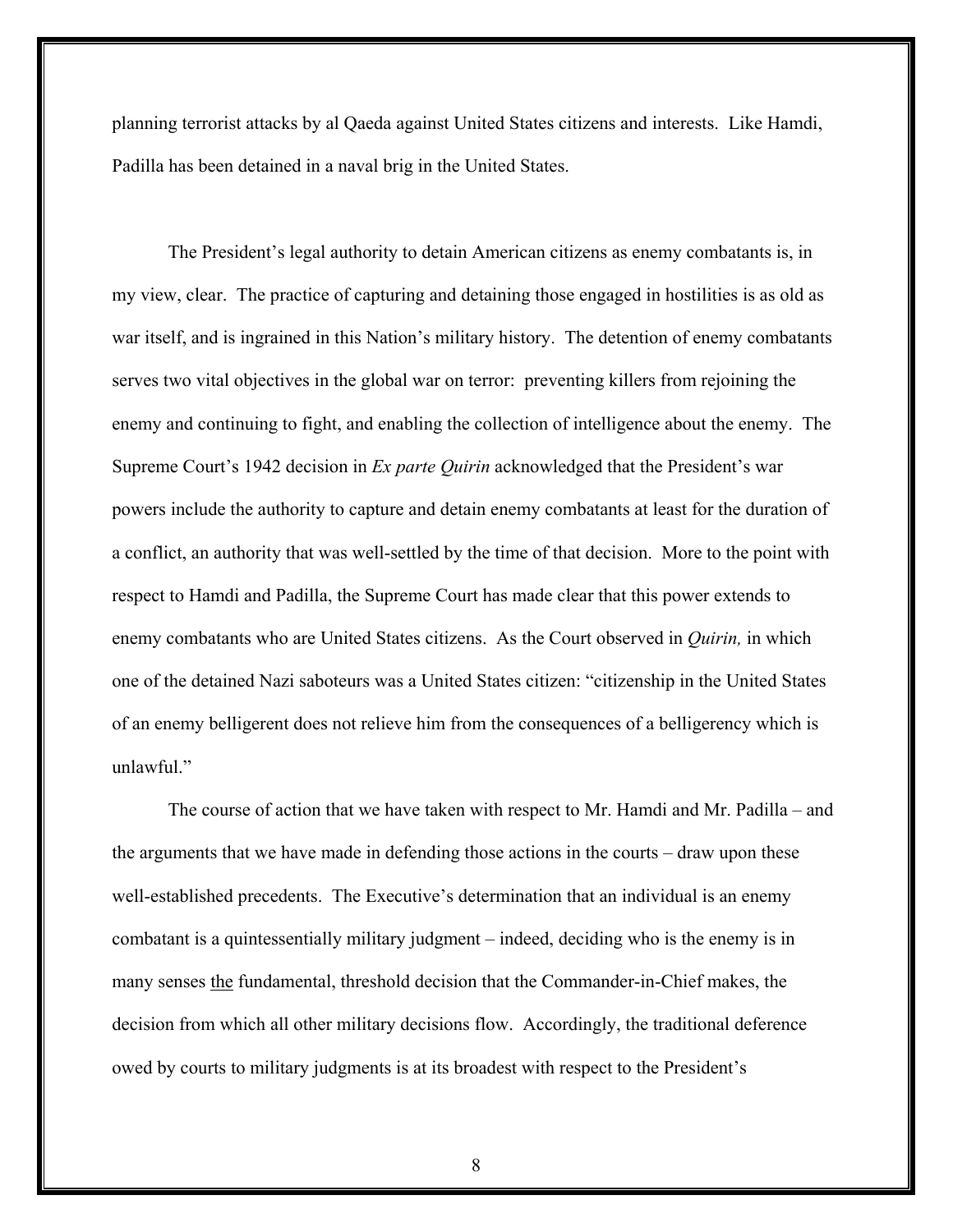planning terrorist attacks by al Qaeda against United States citizens and interests. Like Hamdi, Padilla has been detained in a naval brig in the United States.

The President's legal authority to detain American citizens as enemy combatants is, in my view, clear. The practice of capturing and detaining those engaged in hostilities is as old as war itself, and is ingrained in this Nation's military history. The detention of enemy combatants serves two vital objectives in the global war on terror: preventing killers from rejoining the enemy and continuing to fight, and enabling the collection of intelligence about the enemy. The Supreme Court's 1942 decision in *Ex parte Quirin* acknowledged that the President's war powers include the authority to capture and detain enemy combatants at least for the duration of a conflict, an authority that was well-settled by the time of that decision. More to the point with respect to Hamdi and Padilla, the Supreme Court has made clear that this power extends to enemy combatants who are United States citizens. As the Court observed in *Quirin,* in which one of the detained Nazi saboteurs was a United States citizen: "citizenship in the United States of an enemy belligerent does not relieve him from the consequences of a belligerency which is unlawful."

The course of action that we have taken with respect to Mr. Hamdi and Mr. Padilla – and the arguments that we have made in defending those actions in the courts – draw upon these well-established precedents. The Executive's determination that an individual is an enemy combatant is a quintessentially military judgment – indeed, deciding who is the enemy is in many senses <u>the</u> fundamental, threshold decision that the Commander-in-Chief makes, the decision from which all other military decisions flow. Accordingly, the traditional deference owed by courts to military judgments is at its broadest with respect to the President's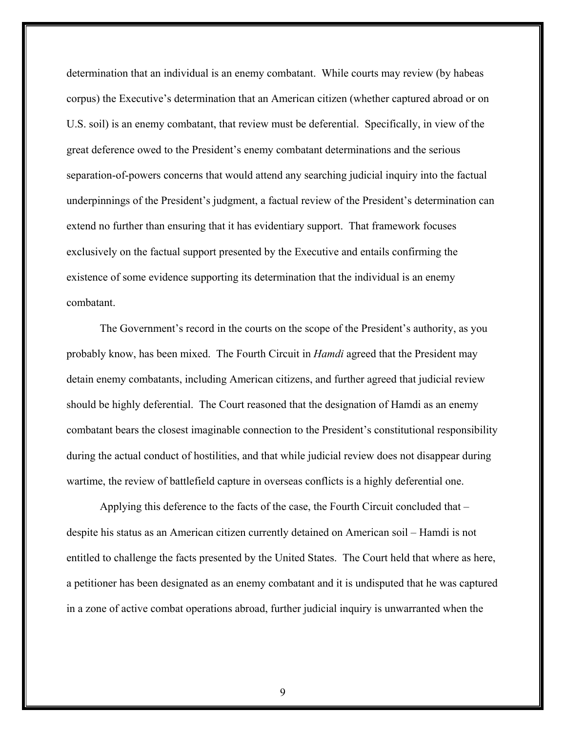determination that an individual is an enemy combatant. While courts may review (by habeas corpus) the Executive's determination that an American citizen (whether captured abroad or on U.S. soil) is an enemy combatant, that review must be deferential. Specifically, in view of the great deference owed to the President's enemy combatant determinations and the serious separation-of-powers concerns that would attend any searching judicial inquiry into the factual underpinnings of the President's judgment, a factual review of the President's determination can extend no further than ensuring that it has evidentiary support. That framework focuses exclusively on the factual support presented by the Executive and entails confirming the existence of some evidence supporting its determination that the individual is an enemy combatant.

The Government's record in the courts on the scope of the President's authority, as you probably know, has been mixed. The Fourth Circuit in *Hamdi* agreed that the President may detain enemy combatants, including American citizens, and further agreed that judicial review should be highly deferential. The Court reasoned that the designation of Hamdi as an enemy combatant bears the closest imaginable connection to the President's constitutional responsibility during the actual conduct of hostilities, and that while judicial review does not disappear during wartime, the review of battlefield capture in overseas conflicts is a highly deferential one.

Applying this deference to the facts of the case, the Fourth Circuit concluded that – despite his status as an American citizen currently detained on American soil – Hamdi is not entitled to challenge the facts presented by the United States. The Court held that where as here, a petitioner has been designated as an enemy combatant and it is undisputed that he was captured in a zone of active combat operations abroad, further judicial inquiry is unwarranted when the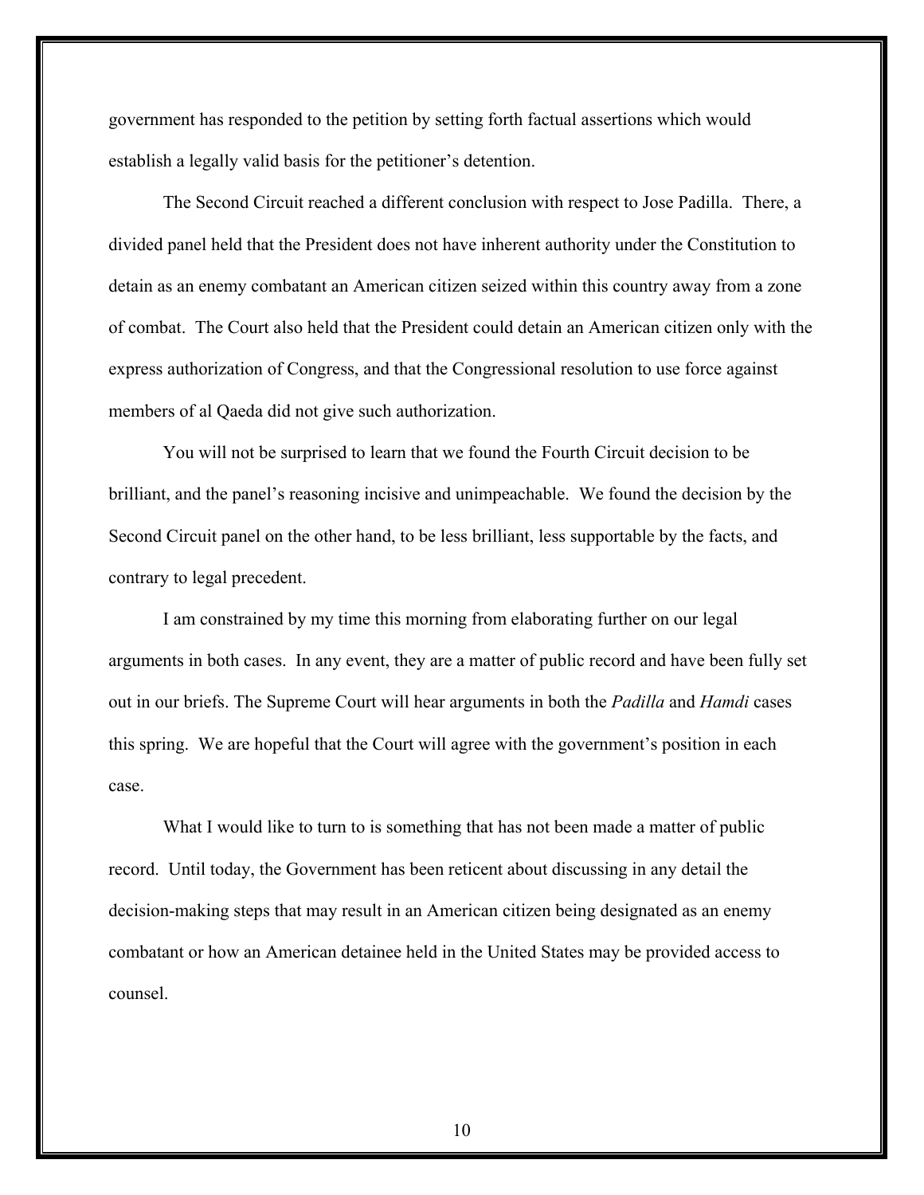government has responded to the petition by setting forth factual assertions which would establish a legally valid basis for the petitioner's detention.

The Second Circuit reached a different conclusion with respect to Jose Padilla. There, a divided panel held that the President does not have inherent authority under the Constitution to detain as an enemy combatant an American citizen seized within this country away from a zone of combat. The Court also held that the President could detain an American citizen only with the express authorization of Congress, and that the Congressional resolution to use force against members of al Qaeda did not give such authorization.

You will not be surprised to learn that we found the Fourth Circuit decision to be brilliant, and the panel's reasoning incisive and unimpeachable. We found the decision by the Second Circuit panel on the other hand, to be less brilliant, less supportable by the facts, and contrary to legal precedent.

I am constrained by my time this morning from elaborating further on our legal arguments in both cases. In any event, they are a matter of public record and have been fully set out in our briefs. The Supreme Court will hear arguments in both the *Padilla* and *Hamdi* cases this spring. We are hopeful that the Court will agree with the government's position in each case.

What I would like to turn to is something that has not been made a matter of public record. Until today, the Government has been reticent about discussing in any detail the decision-making steps that may result in an American citizen being designated as an enemy combatant or how an American detainee held in the United States may be provided access to counsel.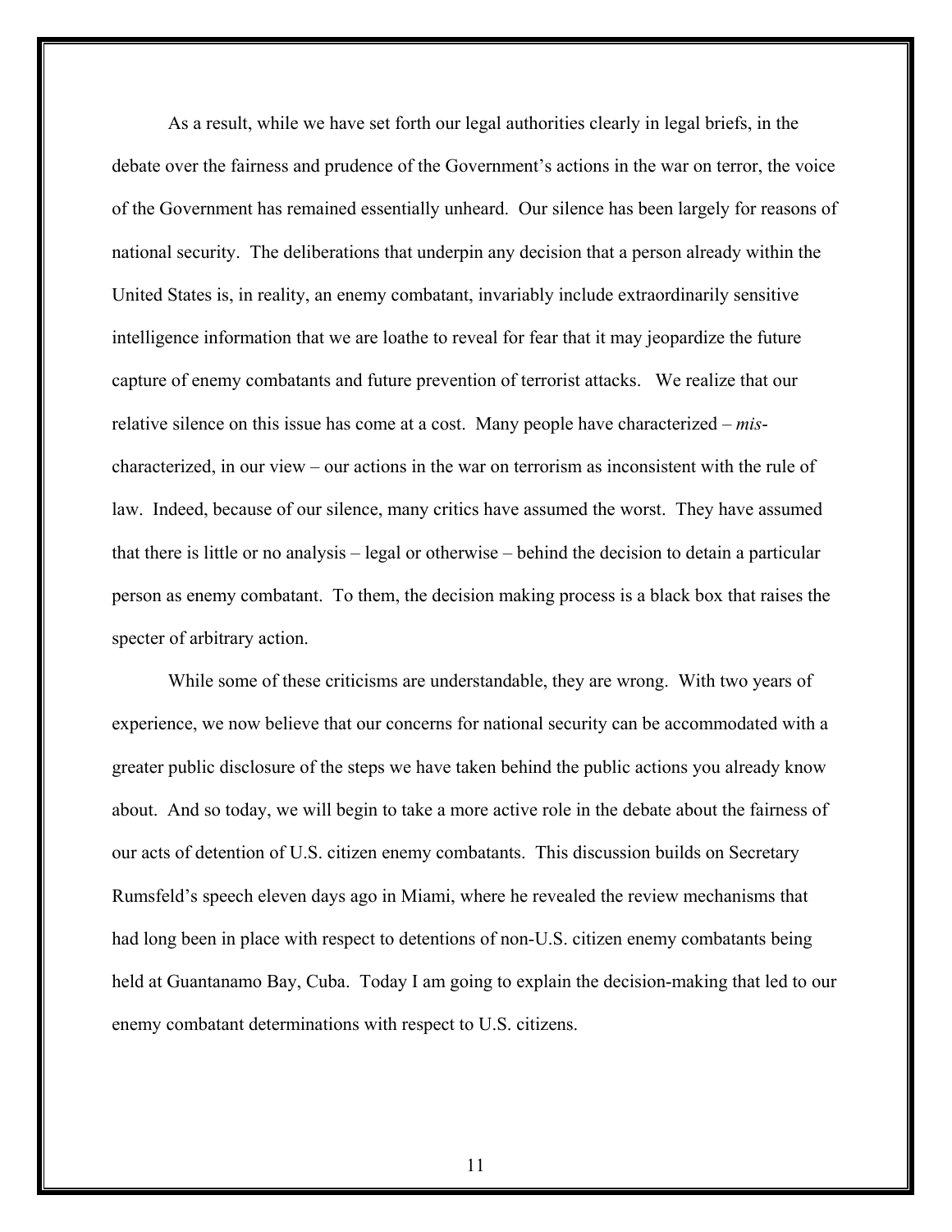As a result, while we have set forth our legal authorities clearly in legal briefs, in the debate over the fairness and prudence of the Government's actions in the war on terror, the voice of the Government has remained essentially unheard. Our silence has been largely for reasons of national security. The deliberations that underpin any decision that a person already within the United States is, in reality, an enemy combatant, invariably include extraordinarily sensitive intelligence information that we are loathe to reveal for fear that it may jeopardize the future capture of enemy combatants and future prevention of terrorist attacks. We realize that our relative silence on this issue has come at a cost. Many people have characterized – *mis*-characterized, in our view – our actions in the war on terrorism as inconsistent with the rule of law. Indeed, because of our silence, many critics have assumed the worst. They have assumed that there is little or no analysis – legal or otherwise – behind the decision to detain a particular person as enemy combatant. To them, the decision making process is a black box that raises the specter of arbitrary action.

While some of these criticisms are understandable, they are wrong. With two years of experience, we now believe that our concerns for national security can be accommodated with a greater public disclosure of the steps we have taken behind the public actions you already know about. And so today, we will begin to take a more active role in the debate about the fairness of our acts of detention of U.S. citizen enemy combatants. This discussion builds on Secretary Rumsfeld's speech eleven days ago in Miami, where he revealed the review mechanisms that had long been in place with respect to detentions of non-U.S. citizen enemy combatants being held at Guantanamo Bay, Cuba. Today I am going to explain the decision-making that led to our enemy combatant determinations with respect to U.S. citizens.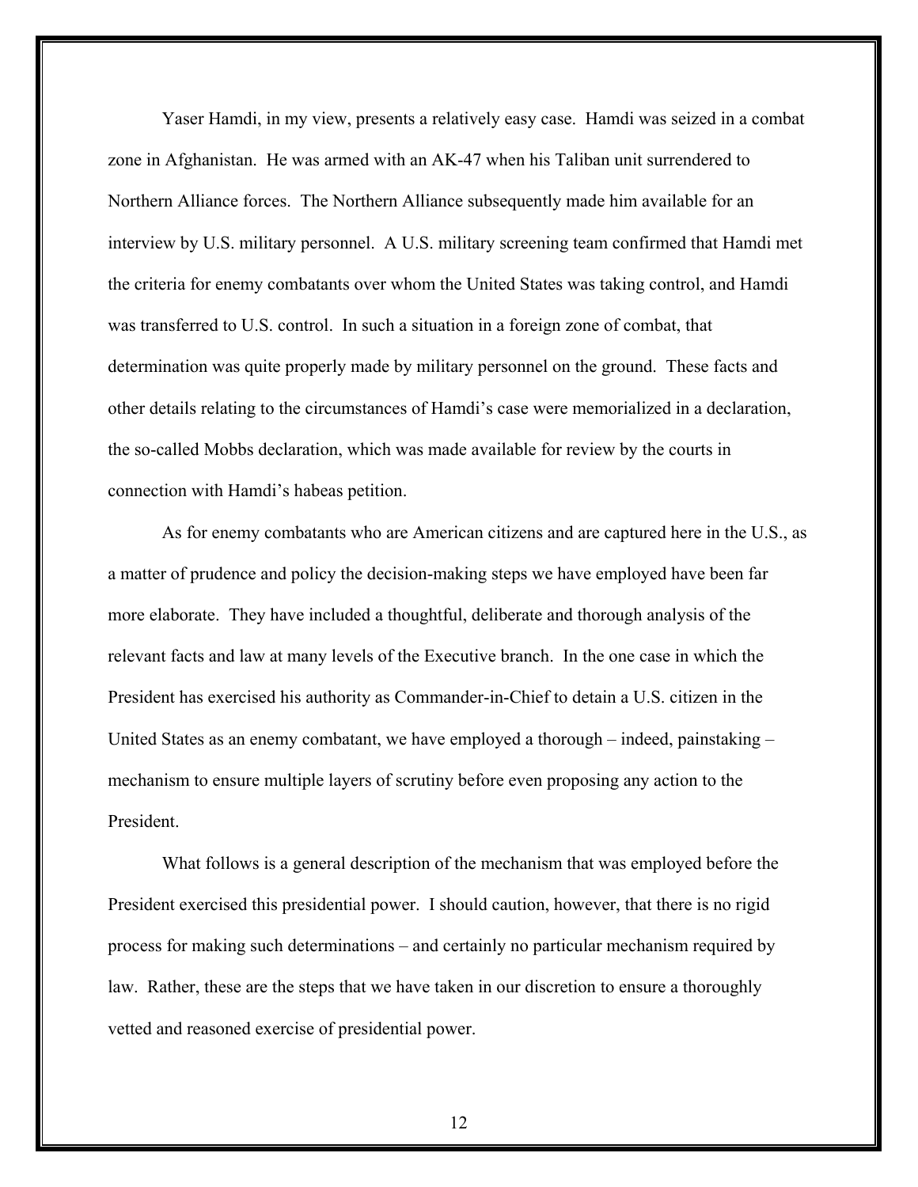Yaser Hamdi, in my view, presents a relatively easy case. Hamdi was seized in a combat zone in Afghanistan. He was armed with an AK-47 when his Taliban unit surrendered to Northern Alliance forces. The Northern Alliance subsequently made him available for an interview by U.S. military personnel. A U.S. military screening team confirmed that Hamdi met the criteria for enemy combatants over whom the United States was taking control, and Hamdi was transferred to U.S. control. In such a situation in a foreign zone of combat, that determination was quite properly made by military personnel on the ground. These facts and other details relating to the circumstances of Hamdi's case were memorialized in a declaration, the so-called Mobbs declaration, which was made available for review by the courts in connection with Hamdi's habeas petition.

As for enemy combatants who are American citizens and are captured here in the U.S., as a matter of prudence and policy the decision-making steps we have employed have been far more elaborate. They have included a thoughtful, deliberate and thorough analysis of the relevant facts and law at many levels of the Executive branch. In the one case in which the President has exercised his authority as Commander-in-Chief to detain a U.S. citizen in the United States as an enemy combatant, we have employed a thorough – indeed, painstaking – mechanism to ensure multiple layers of scrutiny before even proposing any action to the President.

What follows is a general description of the mechanism that was employed before the President exercised this presidential power. I should caution, however, that there is no rigid process for making such determinations – and certainly no particular mechanism required by law. Rather, these are the steps that we have taken in our discretion to ensure a thoroughly vetted and reasoned exercise of presidential power.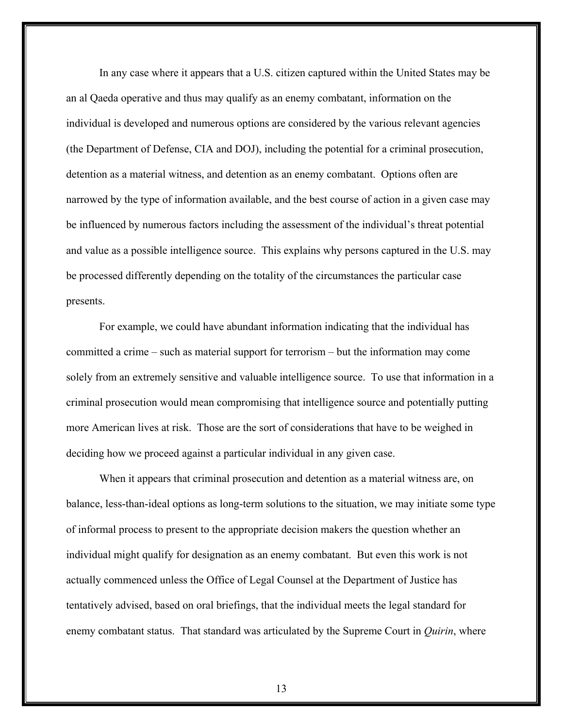In any case where it appears that a U.S. citizen captured within the United States may be an al Qaeda operative and thus may qualify as an enemy combatant, information on the individual is developed and numerous options are considered by the various relevant agencies (the Department of Defense, CIA and DOJ), including the potential for a criminal prosecution, detention as a material witness, and detention as an enemy combatant. Options often are narrowed by the type of information available, and the best course of action in a given case may be influenced by numerous factors including the assessment of the individual's threat potential and value as a possible intelligence source. This explains why persons captured in the U.S. may be processed differently depending on the totality of the circumstances the particular case presents.

For example, we could have abundant information indicating that the individual has committed a crime – such as material support for terrorism – but the information may come solely from an extremely sensitive and valuable intelligence source. To use that information in a criminal prosecution would mean compromising that intelligence source and potentially putting more American lives at risk. Those are the sort of considerations that have to be weighed in deciding how we proceed against a particular individual in any given case.

When it appears that criminal prosecution and detention as a material witness are, on balance, less-than-ideal options as long-term solutions to the situation, we may initiate some type of informal process to present to the appropriate decision makers the question whether an individual might qualify for designation as an enemy combatant. But even this work is not actually commenced unless the Office of Legal Counsel at the Department of Justice has tentatively advised, based on oral briefings, that the individual meets the legal standard for enemy combatant status. That standard was articulated by the Supreme Court in *Quirin*, where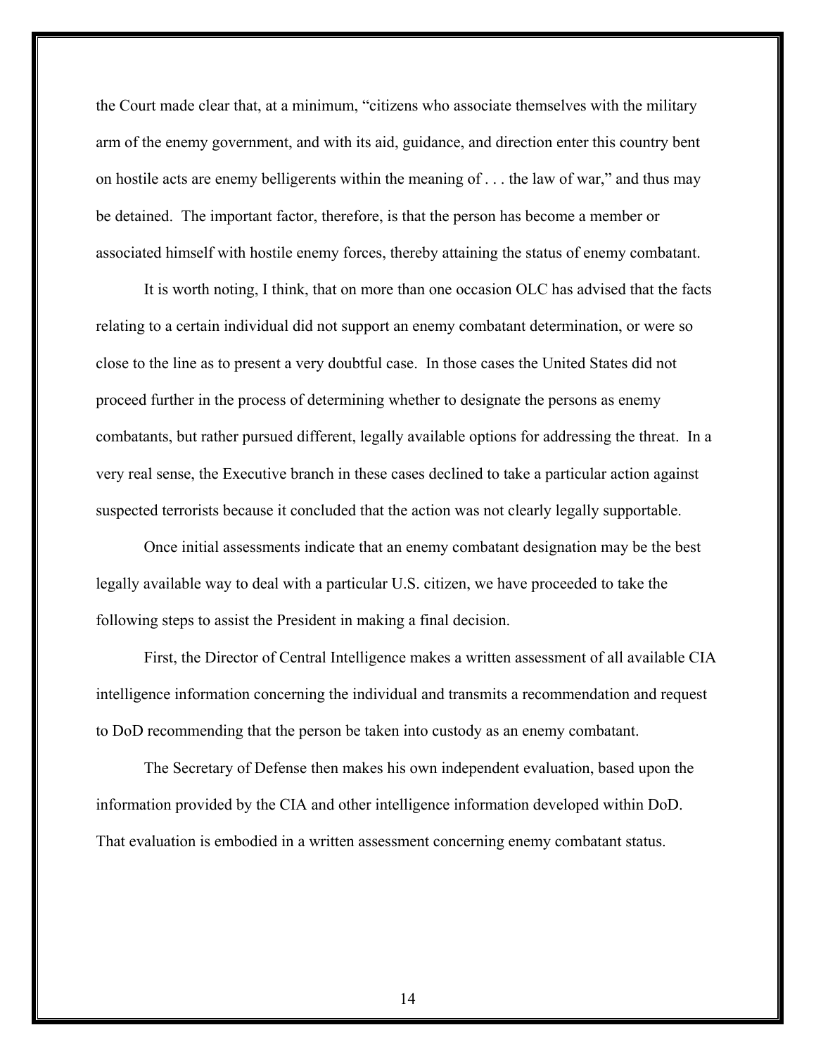the Court made clear that, at a minimum, "citizens who associate themselves with the military arm of the enemy government, and with its aid, guidance, and direction enter this country bent on hostile acts are enemy belligerents within the meaning of . . . the law of war," and thus may be detained. The important factor, therefore, is that the person has become a member or associated himself with hostile enemy forces, thereby attaining the status of enemy combatant.

It is worth noting, I think, that on more than one occasion OLC has advised that the facts relating to a certain individual did not support an enemy combatant determination, or were so close to the line as to present a very doubtful case. In those cases the United States did not proceed further in the process of determining whether to designate the persons as enemy combatants, but rather pursued different, legally available options for addressing the threat. In a very real sense, the Executive branch in these cases declined to take a particular action against suspected terrorists because it concluded that the action was not clearly legally supportable.

Once initial assessments indicate that an enemy combatant designation may be the best legally available way to deal with a particular U.S. citizen, we have proceeded to take the following steps to assist the President in making a final decision.

First, the Director of Central Intelligence makes a written assessment of all available CIA intelligence information concerning the individual and transmits a recommendation and request to DoD recommending that the person be taken into custody as an enemy combatant.

The Secretary of Defense then makes his own independent evaluation, based upon the information provided by the CIA and other intelligence information developed within DoD. That evaluation is embodied in a written assessment concerning enemy combatant status.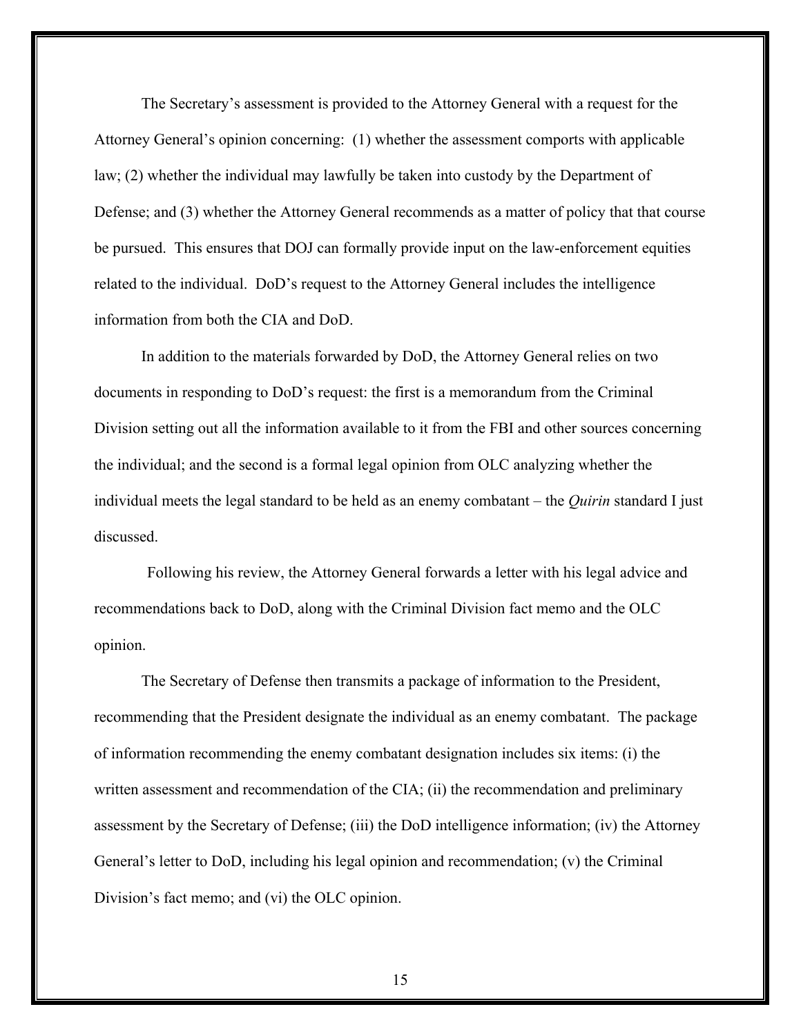The Secretary's assessment is provided to the Attorney General with a request for the Attorney General's opinion concerning: (1) whether the assessment comports with applicable law; (2) whether the individual may lawfully be taken into custody by the Department of Defense; and (3) whether the Attorney General recommends as a matter of policy that that course be pursued. This ensures that DOJ can formally provide input on the law-enforcement equities related to the individual. DoD's request to the Attorney General includes the intelligence information from both the CIA and DoD.

In addition to the materials forwarded by DoD, the Attorney General relies on two documents in responding to DoD's request: the first is a memorandum from the Criminal Division setting out all the information available to it from the FBI and other sources concerning the individual; and the second is a formal legal opinion from OLC analyzing whether the individual meets the legal standard to be held as an enemy combatant – the *Quirin* standard I just discussed.

Following his review, the Attorney General forwards a letter with his legal advice and recommendations back to DoD, along with the Criminal Division fact memo and the OLC opinion.

The Secretary of Defense then transmits a package of information to the President, recommending that the President designate the individual as an enemy combatant. The package of information recommending the enemy combatant designation includes six items: (i) the written assessment and recommendation of the CIA; (ii) the recommendation and preliminary assessment by the Secretary of Defense; (iii) the DoD intelligence information; (iv) the Attorney General's letter to DoD, including his legal opinion and recommendation; (v) the Criminal Division's fact memo; and (vi) the OLC opinion.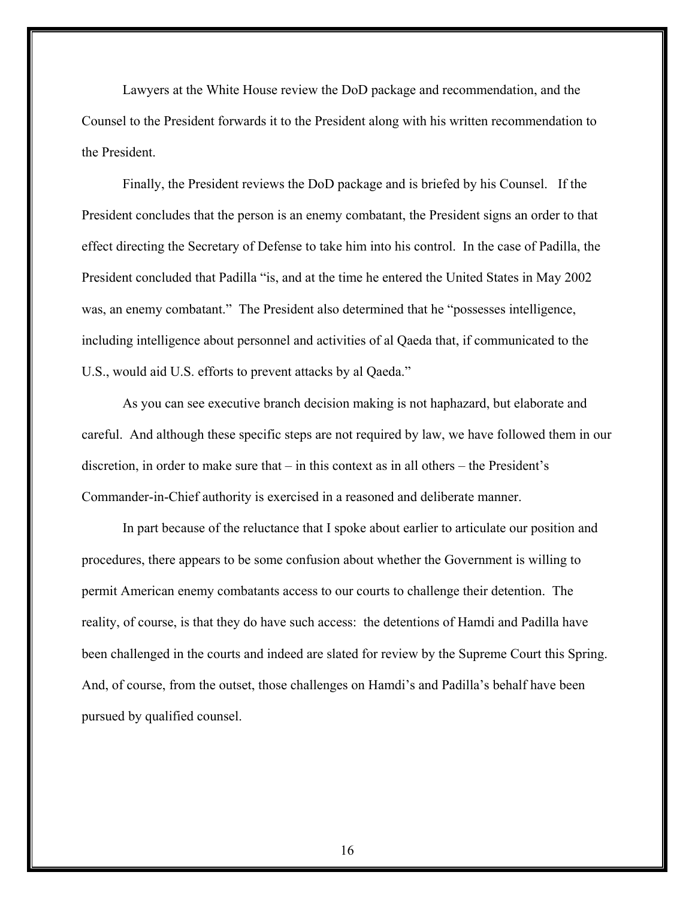Lawyers at the White House review the DoD package and recommendation, and the Counsel to the President forwards it to the President along with his written recommendation to the President.

Finally, the President reviews the DoD package and is briefed by his Counsel. If the President concludes that the person is an enemy combatant, the President signs an order to that effect directing the Secretary of Defense to take him into his control. In the case of Padilla, the President concluded that Padilla "is, and at the time he entered the United States in May 2002 was, an enemy combatant." The President also determined that he "possesses intelligence, including intelligence about personnel and activities of al Qaeda that, if communicated to the U.S., would aid U.S. efforts to prevent attacks by al Qaeda."

As you can see executive branch decision making is not haphazard, but elaborate and careful. And although these specific steps are not required by law, we have followed them in our discretion, in order to make sure that – in this context as in all others – the President's Commander-in-Chief authority is exercised in a reasoned and deliberate manner.

In part because of the reluctance that I spoke about earlier to articulate our position and procedures, there appears to be some confusion about whether the Government is willing to permit American enemy combatants access to our courts to challenge their detention. The reality, of course, is that they do have such access: the detentions of Hamdi and Padilla have been challenged in the courts and indeed are slated for review by the Supreme Court this Spring. And, of course, from the outset, those challenges on Hamdi's and Padilla's behalf have been pursued by qualified counsel.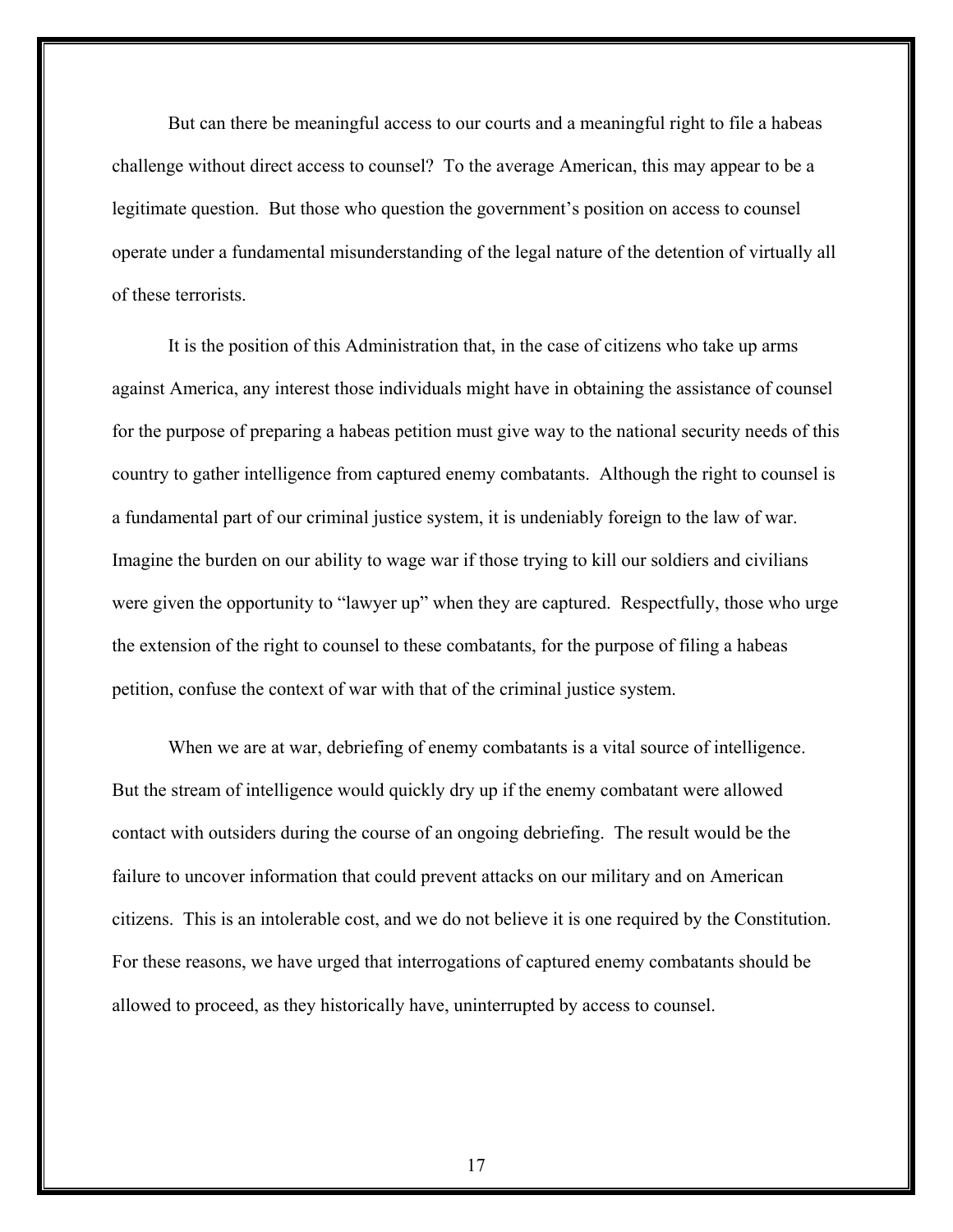But can there be meaningful access to our courts and a meaningful right to file a habeas challenge without direct access to counsel? To the average American, this may appear to be a legitimate question. But those who question the government's position on access to counsel operate under a fundamental misunderstanding of the legal nature of the detention of virtually all of these terrorists.

It is the position of this Administration that, in the case of citizens who take up arms against America, any interest those individuals might have in obtaining the assistance of counsel for the purpose of preparing a habeas petition must give way to the national security needs of this country to gather intelligence from captured enemy combatants. Although the right to counsel is a fundamental part of our criminal justice system, it is undeniably foreign to the law of war. Imagine the burden on our ability to wage war if those trying to kill our soldiers and civilians were given the opportunity to "lawyer up" when they are captured. Respectfully, those who urge the extension of the right to counsel to these combatants, for the purpose of filing a habeas petition, confuse the context of war with that of the criminal justice system.

When we are at war, debriefing of enemy combatants is a vital source of intelligence. But the stream of intelligence would quickly dry up if the enemy combatant were allowed contact with outsiders during the course of an ongoing debriefing. The result would be the failure to uncover information that could prevent attacks on our military and on American citizens. This is an intolerable cost, and we do not believe it is one required by the Constitution. For these reasons, we have urged that interrogations of captured enemy combatants should be allowed to proceed, as they historically have, uninterrupted by access to counsel.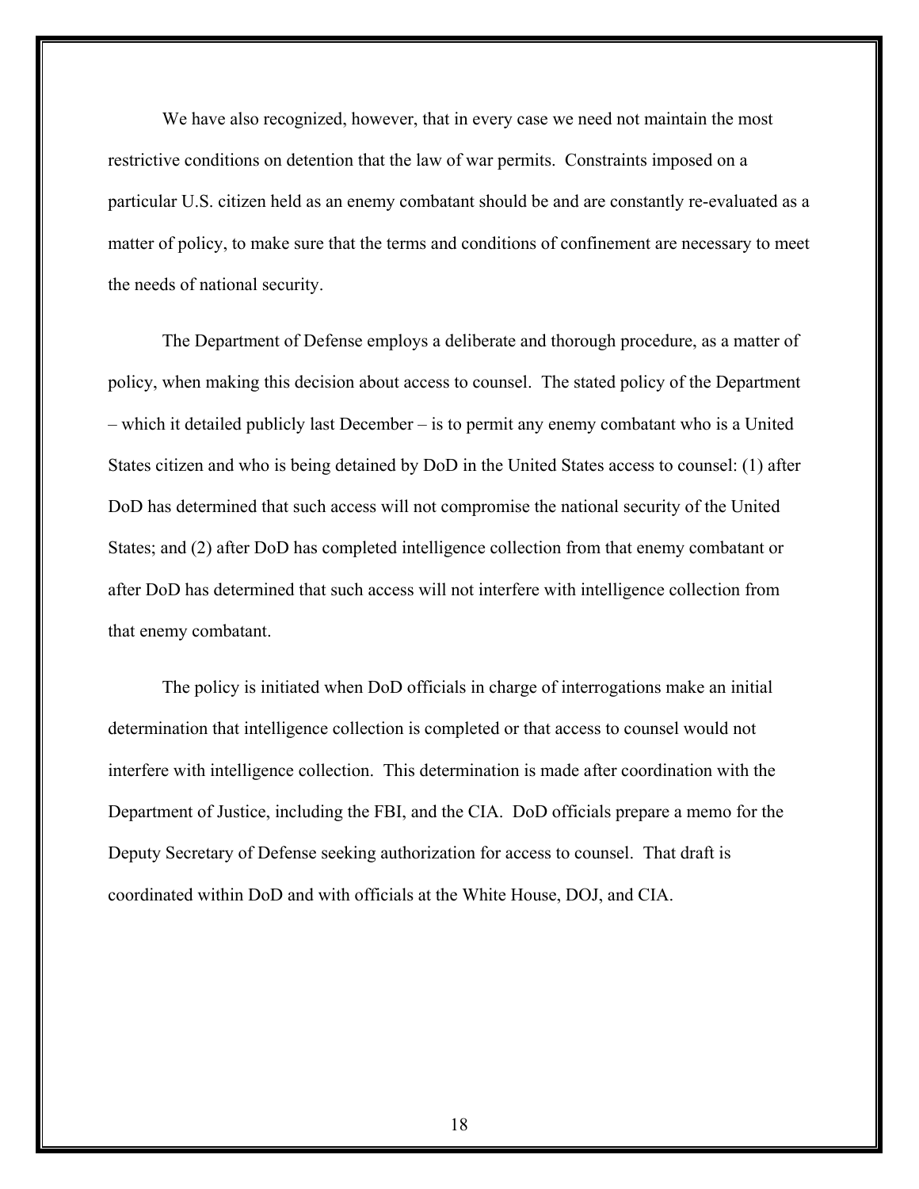We have also recognized, however, that in every case we need not maintain the most restrictive conditions on detention that the law of war permits. Constraints imposed on a particular U.S. citizen held as an enemy combatant should be and are constantly re-evaluated as a matter of policy, to make sure that the terms and conditions of confinement are necessary to meet the needs of national security.

The Department of Defense employs a deliberate and thorough procedure, as a matter of policy, when making this decision about access to counsel. The stated policy of the Department – which it detailed publicly last December – is to permit any enemy combatant who is a United States citizen and who is being detained by DoD in the United States access to counsel: (1) after DoD has determined that such access will not compromise the national security of the United States; and (2) after DoD has completed intelligence collection from that enemy combatant or after DoD has determined that such access will not interfere with intelligence collection from that enemy combatant.

The policy is initiated when DoD officials in charge of interrogations make an initial determination that intelligence collection is completed or that access to counsel would not interfere with intelligence collection. This determination is made after coordination with the Department of Justice, including the FBI, and the CIA. DoD officials prepare a memo for the Deputy Secretary of Defense seeking authorization for access to counsel. That draft is coordinated within DoD and with officials at the White House, DOJ, and CIA.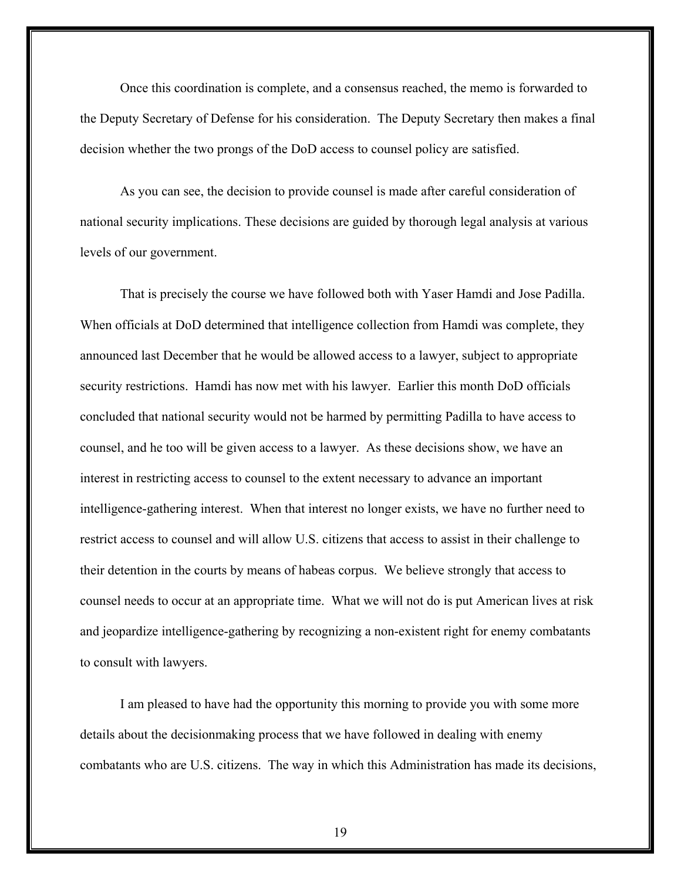Once this coordination is complete, and a consensus reached, the memo is forwarded to the Deputy Secretary of Defense for his consideration. The Deputy Secretary then makes a final decision whether the two prongs of the DoD access to counsel policy are satisfied.

As you can see, the decision to provide counsel is made after careful consideration of national security implications. These decisions are guided by thorough legal analysis at various levels of our government.

That is precisely the course we have followed both with Yaser Hamdi and Jose Padilla. When officials at DoD determined that intelligence collection from Hamdi was complete, they announced last December that he would be allowed access to a lawyer, subject to appropriate security restrictions. Hamdi has now met with his lawyer. Earlier this month DoD officials concluded that national security would not be harmed by permitting Padilla to have access to counsel, and he too will be given access to a lawyer. As these decisions show, we have an interest in restricting access to counsel to the extent necessary to advance an important intelligence-gathering interest. When that interest no longer exists, we have no further need to restrict access to counsel and will allow U.S. citizens that access to assist in their challenge to their detention in the courts by means of habeas corpus. We believe strongly that access to counsel needs to occur at an appropriate time. What we will not do is put American lives at risk and jeopardize intelligence-gathering by recognizing a non-existent right for enemy combatants to consult with lawyers.

I am pleased to have had the opportunity this morning to provide you with some more details about the decisionmaking process that we have followed in dealing with enemy combatants who are U.S. citizens. The way in which this Administration has made its decisions,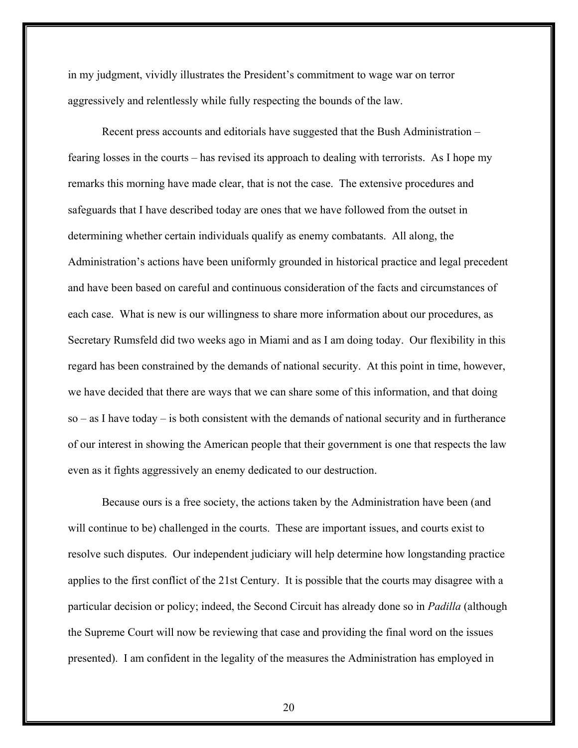in my judgment, vividly illustrates the President's commitment to wage war on terror aggressively and relentlessly while fully respecting the bounds of the law.

Recent press accounts and editorials have suggested that the Bush Administration – fearing losses in the courts – has revised its approach to dealing with terrorists. As I hope my remarks this morning have made clear, that is not the case. The extensive procedures and safeguards that I have described today are ones that we have followed from the outset in determining whether certain individuals qualify as enemy combatants. All along, the Administration's actions have been uniformly grounded in historical practice and legal precedent and have been based on careful and continuous consideration of the facts and circumstances of each case. What is new is our willingness to share more information about our procedures, as Secretary Rumsfeld did two weeks ago in Miami and as I am doing today. Our flexibility in this regard has been constrained by the demands of national security. At this point in time, however, we have decided that there are ways that we can share some of this information, and that doing so – as I have today – is both consistent with the demands of national security and in furtherance of our interest in showing the American people that their government is one that respects the law even as it fights aggressively an enemy dedicated to our destruction.

Because ours is a free society, the actions taken by the Administration have been (and will continue to be) challenged in the courts. These are important issues, and courts exist to resolve such disputes. Our independent judiciary will help determine how longstanding practice applies to the first conflict of the 21st Century. It is possible that the courts may disagree with a particular decision or policy; indeed, the Second Circuit has already done so in *Padilla* (although the Supreme Court will now be reviewing that case and providing the final word on the issues presented). I am confident in the legality of the measures the Administration has employed in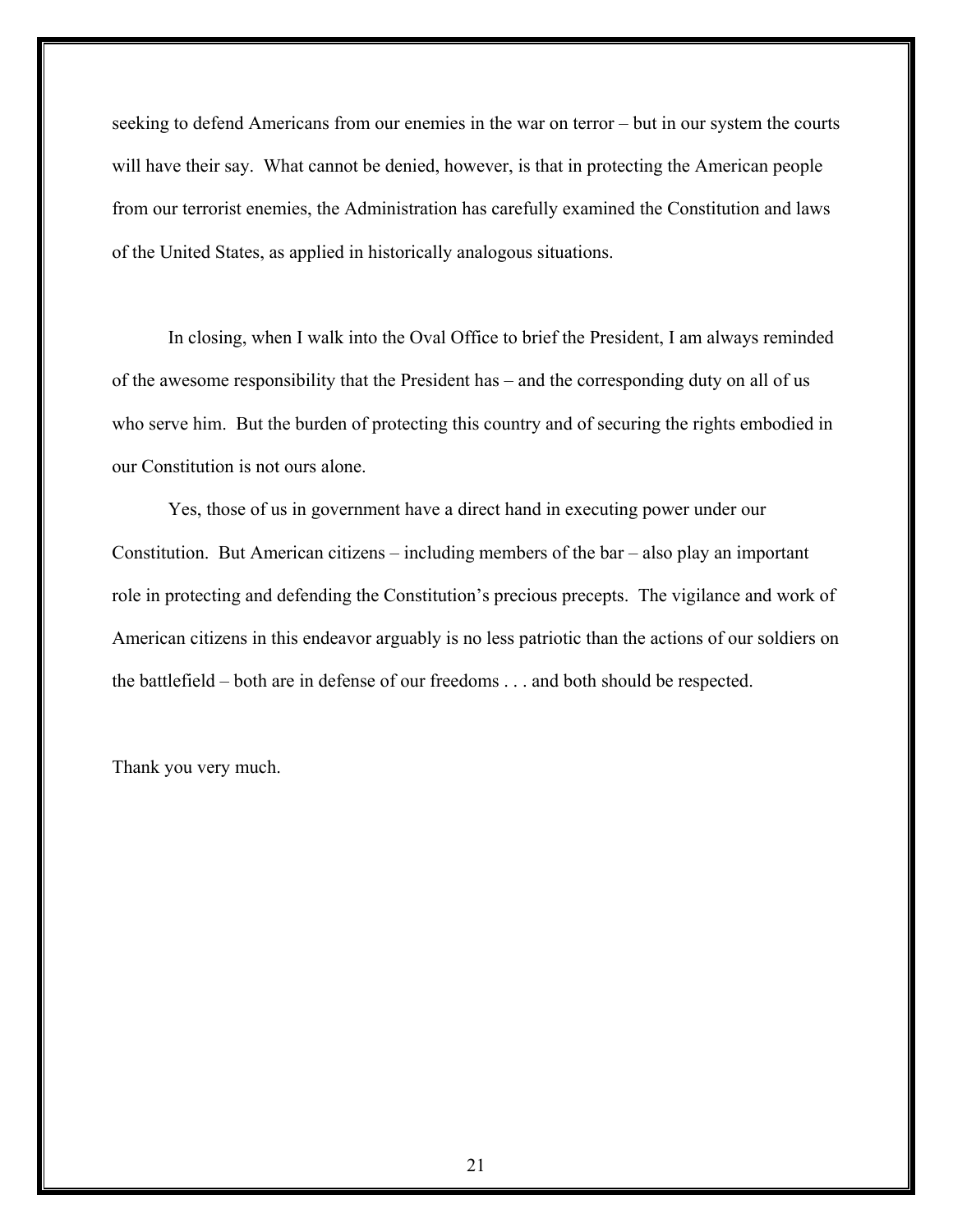seeking to defend Americans from our enemies in the war on terror – but in our system the courts will have their say. What cannot be denied, however, is that in protecting the American people from our terrorist enemies, the Administration has carefully examined the Constitution and laws of the United States, as applied in historically analogous situations.

In closing, when I walk into the Oval Office to brief the President, I am always reminded of the awesome responsibility that the President has – and the corresponding duty on all of us who serve him. But the burden of protecting this country and of securing the rights embodied in our Constitution is not ours alone.

Yes, those of us in government have a direct hand in executing power under our Constitution. But American citizens – including members of the bar – also play an important role in protecting and defending the Constitution's precious precepts. The vigilance and work of American citizens in this endeavor arguably is no less patriotic than the actions of our soldiers on the battlefield – both are in defense of our freedoms . . . and both should be respected.

Thank you very much.